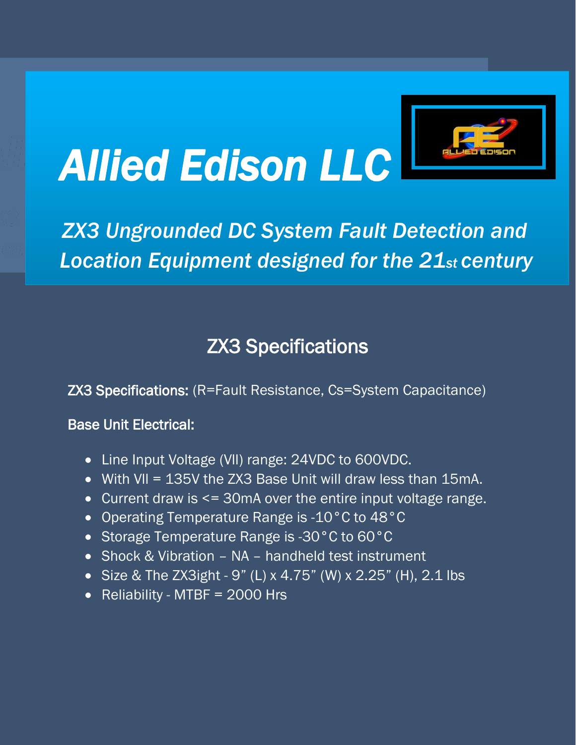# Allied Edison LLC

## *ZX3 Ungrounded DC System Fault Detection and Location Equipment designed for the 21st century*

## ZX3 Specifications

**ZX3 Specifications:** (R=Fault Resistance, Cs=System Capacitance)

**Base Unit Electrical:**

- Line Input Voltage (Vll) range: 24VDC to 600VDC.
- With Vll = 135V the ZX3 Base Unit will draw less than 15mA.
- Current draw is <= 30mA over the entire input voltage range.
- Operating Temperature Range is -10°C to 48°C
- Storage Temperature Range is -30°C to 60°C
- Shock & Vibration – NA – handheld test instrument
- Size & The ZX3ight - 9" (L) x 4.75" (W) x 2.25" (H), 2.1 lbs
- Reliability - MTBF = 2000 Hrs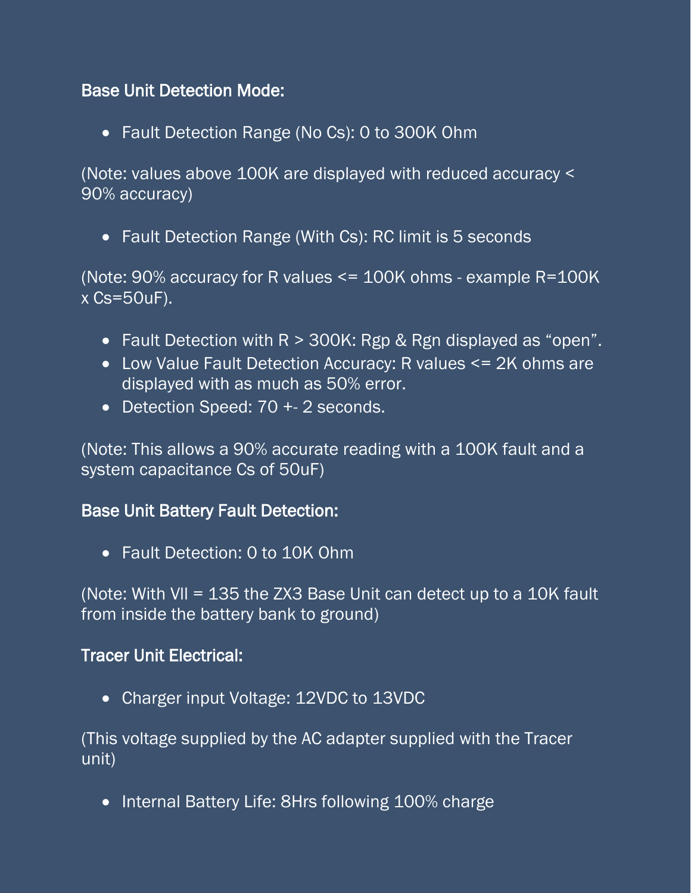**Base Unit Detection Mode:**

- Fault Detection Range (No Cs): 0 to 300K Ohm

(Note: values above 100K are displayed with reduced accuracy < 90% accuracy)

- Fault Detection Range (With Cs): RC limit is 5 seconds

(Note: 90% accuracy for R values <= 100K ohms - example R=100K x Cs=50uF).

- Fault Detection with R > 300K: Rgp & Rgn displayed as “open”.
- Low Value Fault Detection Accuracy: R values <= 2K ohms are displayed with as much as 50% error.
- Detection Speed: 70 +- 2 seconds.

(Note: This allows a 90% accurate reading with a 100K fault and a system capacitance Cs of 50uF)

**Base Unit Battery Fault Detection:**

- Fault Detection: 0 to 10K Ohm

(Note: With Vll = 135 the ZX3 Base Unit can detect up to a 10K fault from inside the battery bank to ground)

**Tracer Unit Electrical:**

- Charger input Voltage: 12VDC to 13VDC

(This voltage supplied by the AC adapter supplied with the Tracer unit)

- Internal Battery Life: 8Hrs following 100% charge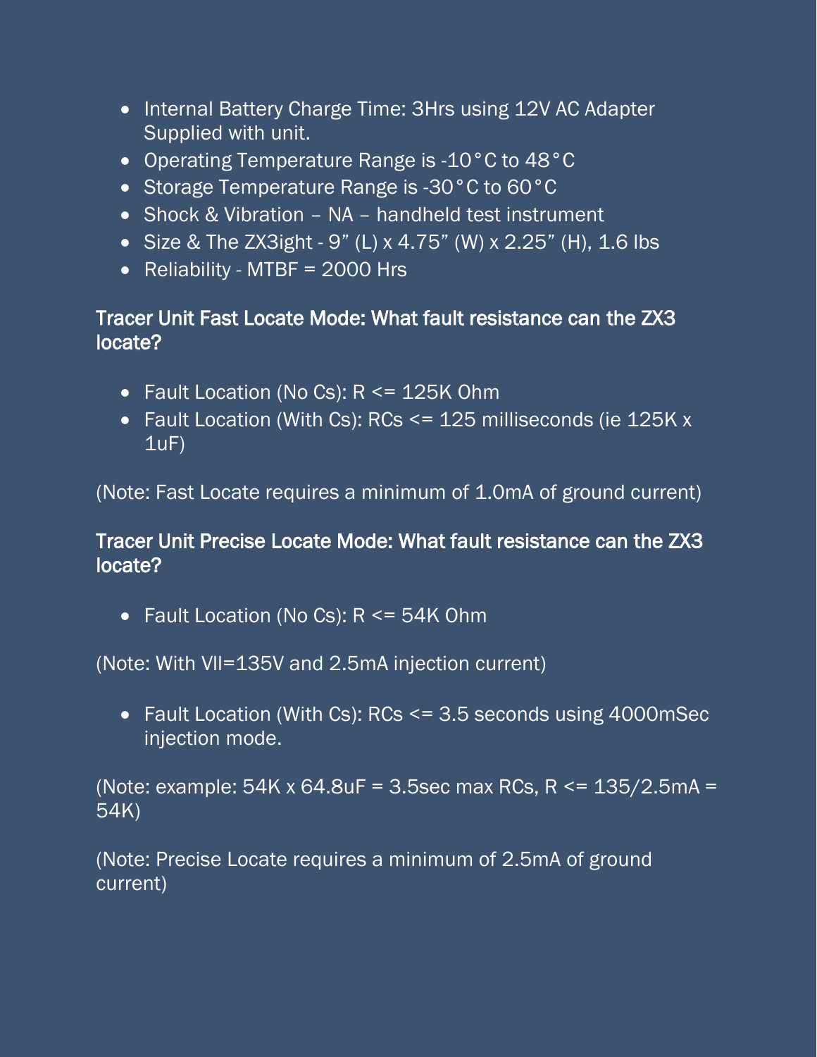- Internal Battery Charge Time: 3Hrs using 12V AC Adapter Supplied with unit.
- Operating Temperature Range is -10°C to 48°C
- Storage Temperature Range is -30°C to 60°C
- Shock & Vibration – NA – handheld test instrument
- Size & The ZX3ight - 9" (L) x 4.75" (W) x 2.25" (H), 1.6 lbs
- Reliability - MTBF = 2000 Hrs

### Tracer Unit Fast Locate Mode: What fault resistance can the ZX3 locate?

- Fault Location (No Cs): R <= 125K Ohm
- Fault Location (With Cs): RCs <= 125 milliseconds (ie 125K x 1uF)

(Note: Fast Locate requires a minimum of 1.0mA of ground current)

### Tracer Unit Precise Locate Mode: What fault resistance can the ZX3 locate?

- Fault Location (No Cs): R <= 54K Ohm

(Note: With Vll=135V and 2.5mA injection current)

- Fault Location (With Cs): RCs <= 3.5 seconds using 4000mSec injection mode.

(Note: example: 54K x 64.8uF = 3.5sec max RCs, R <= 135/2.5mA = 54K)

(Note: Precise Locate requires a minimum of 2.5mA of ground current)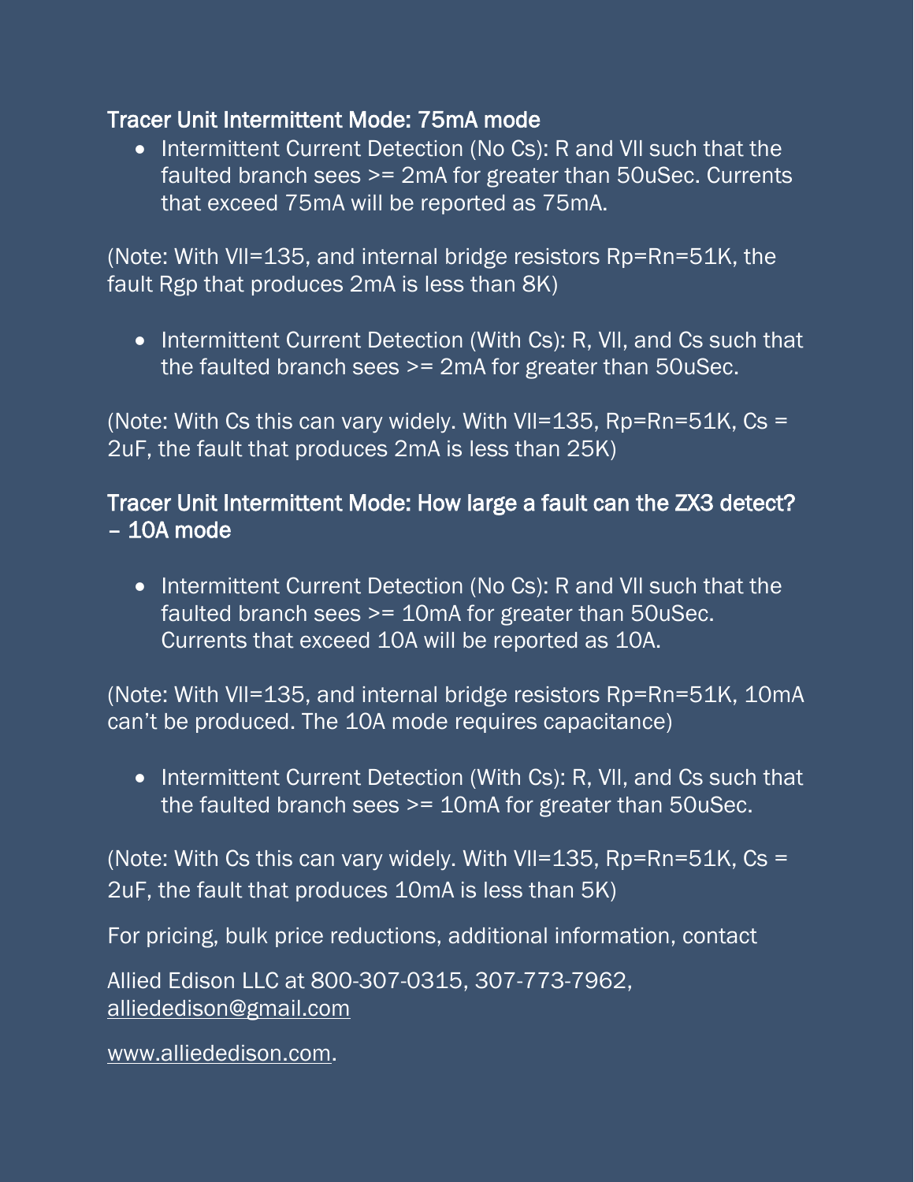### Tracer Unit Intermittent Mode: 75mA mode

- Intermittent Current Detection (No Cs): R and Vll such that the faulted branch sees >= 2mA for greater than 50uSec. Currents that exceed 75mA will be reported as 75mA.

(Note: With Vll=135, and internal bridge resistors Rp=Rn=51K, the fault Rgp that produces 2mA is less than 8K)

- Intermittent Current Detection (With Cs): R, Vll, and Cs such that the faulted branch sees >= 2mA for greater than 50uSec.

(Note: With Cs this can vary widely. With Vll=135, Rp=Rn=51K, Cs = 2uF, the fault that produces 2mA is less than 25K)

### Tracer Unit Intermittent Mode: How large a fault can the ZX3 detect? – 10A mode

- Intermittent Current Detection (No Cs): R and Vll such that the faulted branch sees >= 10mA for greater than 50uSec. Currents that exceed 10A will be reported as 10A.

(Note: With Vll=135, and internal bridge resistors Rp=Rn=51K, 10mA can't be produced. The 10A mode requires capacitance)

- Intermittent Current Detection (With Cs): R, Vll, and Cs such that the faulted branch sees >= 10mA for greater than 50uSec.

(Note: With Cs this can vary widely. With Vll=135, Rp=Rn=51K, Cs = 2uF, the fault that produces 10mA is less than 5K)

For pricing, bulk price reductions, additional information, contact

Allied Edison LLC at 800-307-0315, 307-773-7962, alliededison@gmail.com

www.alliededison.com.